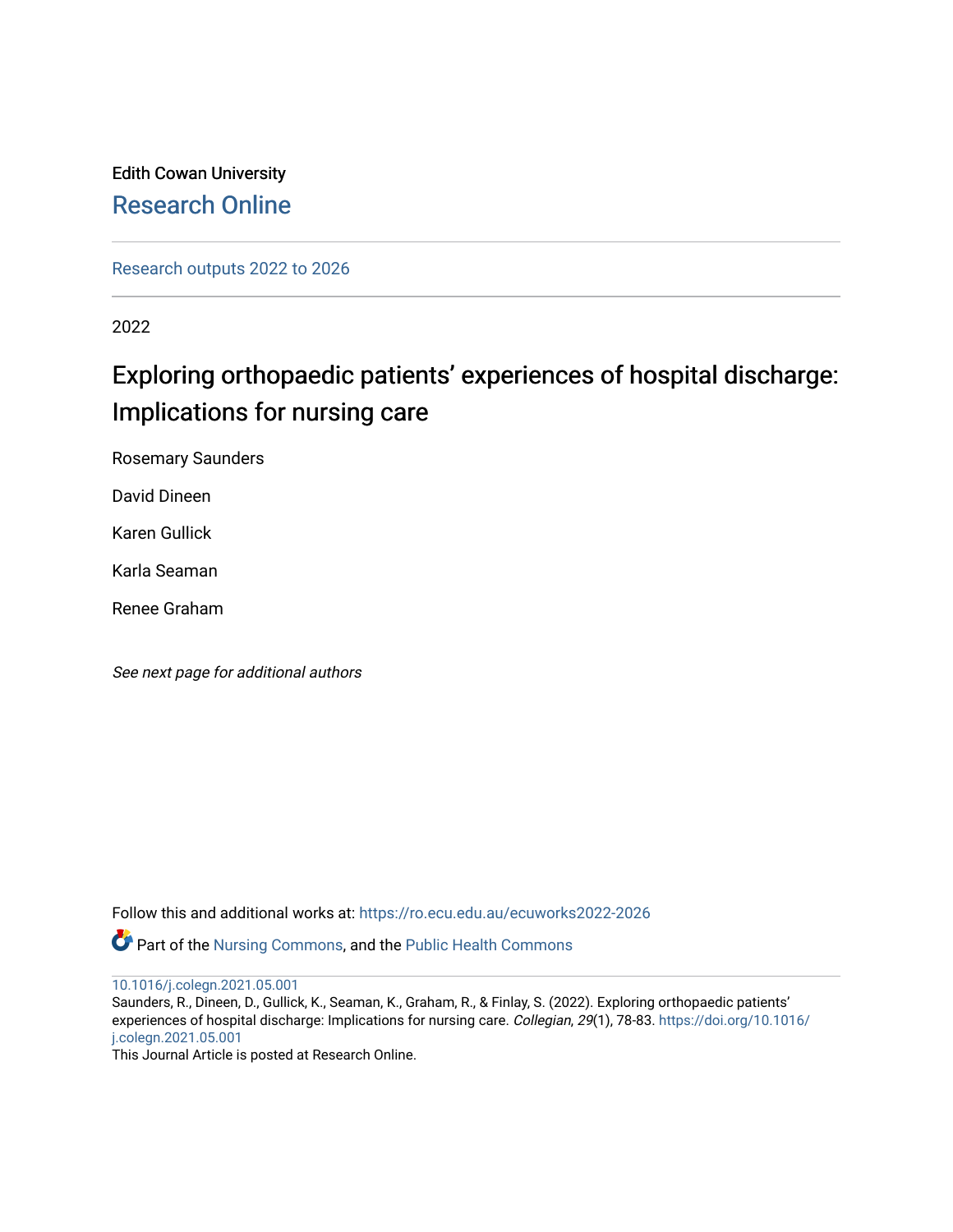Edith Cowan University

## Research Online

Research outputs 2022 to 2026

2022

# Exploring orthopaedic patients' experiences of hospital discharge: Implications for nursing care

Rosemary Saunders

David Dineen

Karen Gullick

Karla Seaman

Renee Graham

*See next page for additional authors*

Follow this and additional works at: https://ro.ecu.edu.au/ecuworks2022-2026

Part of the Nursing Commons, and the Public Health Commons

10.1016/j.colegn.2021.05.001

Saunders, R., Dineen, D., Gullick, K., Seaman, K., Graham, R., & Finlay, S. (2022). Exploring orthopaedic patients' experiences of hospital discharge: Implications for nursing care. *Collegian*, *29*(1), 78-83. https://doi.org/10.1016/j.colegn.2021.05.001

This Journal Article is posted at Research Online.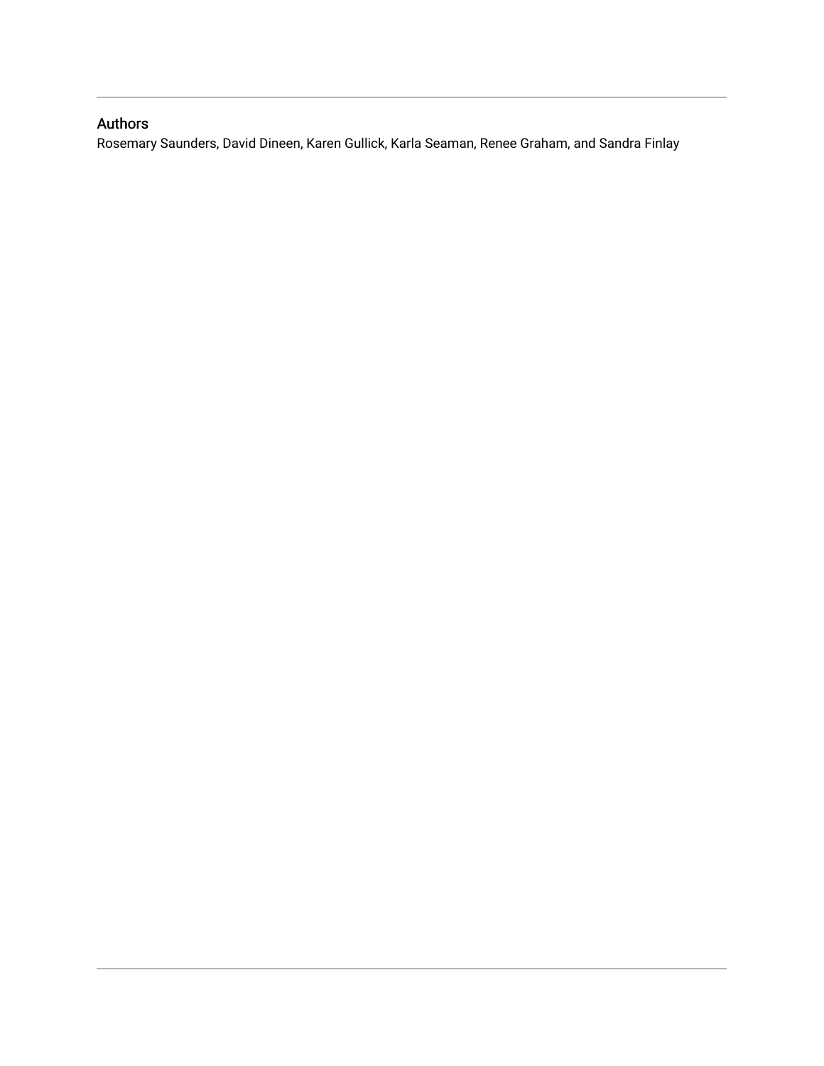## Authors

Rosemary Saunders, David Dineen, Karen Gullick, Karla Seaman, Renee Graham, and Sandra Finlay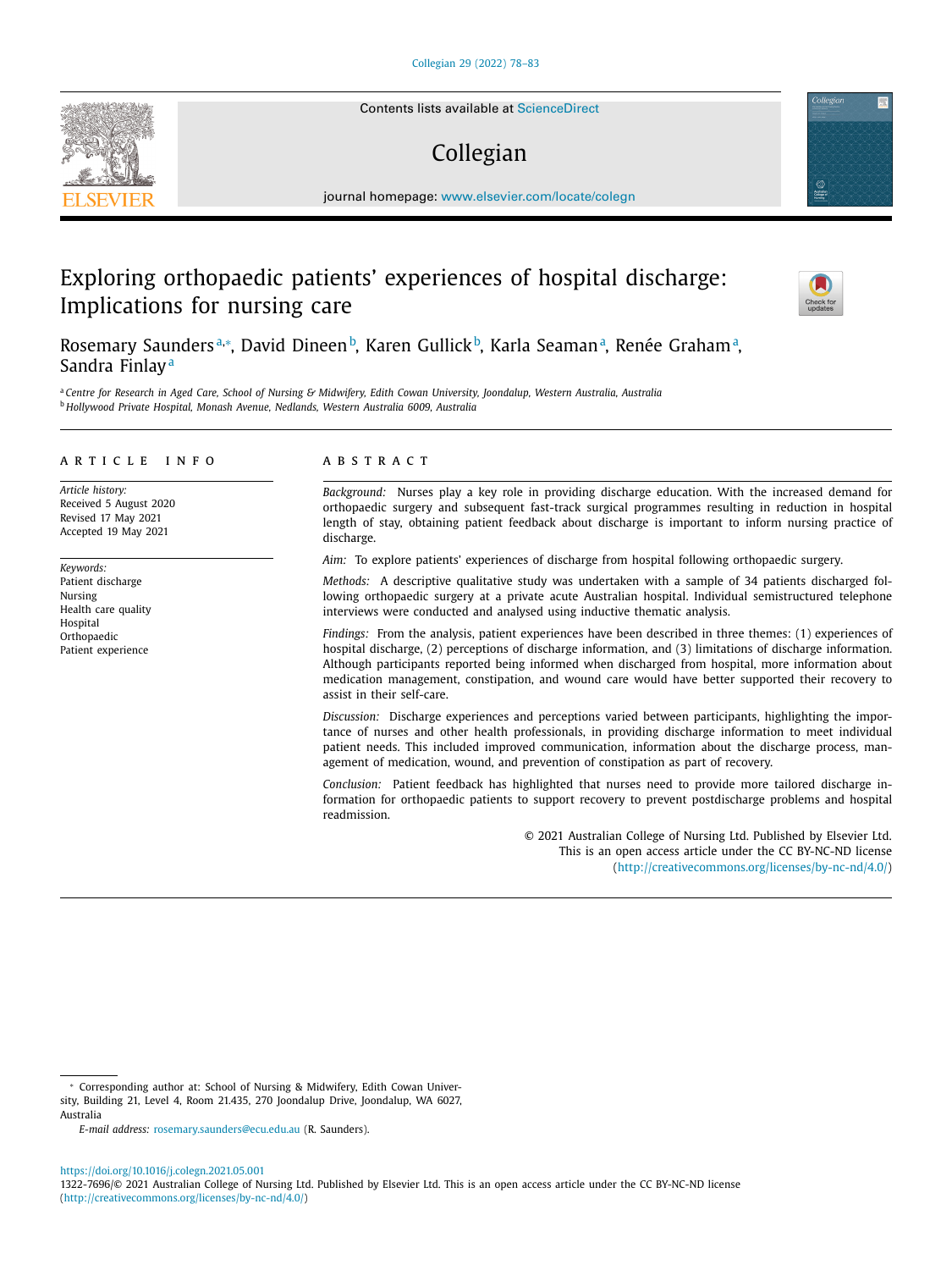# Exploring orthopaedic patients' experiences of hospital discharge: Implications for nursing care

Rosemary Saunders[a,*], David Dineen[b], Karen Gullick[b], Karla Seaman[a], Renée Graham[a], Sandra Finlay[a]

[a] Centre for Research in Aged Care, School of Nursing & Midwifery, Edith Cowan University, Joondalup, Western Australia, Australia
[b] Hollywood Private Hospital, Monash Avenue, Nedlands, Western Australia 6009, Australia

## ARTICLE INFO

*Article history:*
Received 5 August 2020
Revised 17 May 2021
Accepted 19 May 2021

*Keywords:*
Patient discharge
Nursing
Health care quality
Hospital
Orthopaedic
Patient experience

## ABSTRACT

*Background:* Nurses play a key role in providing discharge education. With the increased demand for orthopaedic surgery and subsequent fast-track surgical programmes resulting in reduction in hospital length of stay, obtaining patient feedback about discharge is important to inform nursing practice of discharge.

*Aim:* To explore patients' experiences of discharge from hospital following orthopaedic surgery.

*Methods:* A descriptive qualitative study was undertaken with a sample of 34 patients discharged following orthopaedic surgery at a private acute Australian hospital. Individual semistructured telephone interviews were conducted and analysed using inductive thematic analysis.

*Findings:* From the analysis, patient experiences have been described in three themes: (1) experiences of hospital discharge, (2) perceptions of discharge information, and (3) limitations of discharge information. Although participants reported being informed when discharged from hospital, more information about medication management, constipation, and wound care would have better supported their recovery to assist in their self-care.

*Discussion:* Discharge experiences and perceptions varied between participants, highlighting the importance of nurses and other health professionals, in providing discharge information to meet individual patient needs. This included improved communication, information about the discharge process, management of medication, wound, and prevention of constipation as part of recovery.

*Conclusion:* Patient feedback has highlighted that nurses need to provide more tailored discharge information for orthopaedic patients to support recovery to prevent postdischarge problems and hospital readmission.

© 2021 Australian College of Nursing Ltd. Published by Elsevier Ltd.
This is an open access article under the CC BY-NC-ND license
(http://creativecommons.org/licenses/by-nc-nd/4.0/)

---

* Corresponding author at: School of Nursing & Midwifery, Edith Cowan University, Building 21, Level 4, Room 21.435, 270 Joondalup Drive, Joondalup, WA 6027, Australia

*E-mail address:* rosemary.saunders@ecu.edu.au (R. Saunders).

https://doi.org/10.1016/j.colegn.2021.05.001
1322-7696/© 2021 Australian College of Nursing Ltd. Published by Elsevier Ltd. This is an open access article under the CC BY-NC-ND license (http://creativecommons.org/licenses/by-nc-nd/4.0/)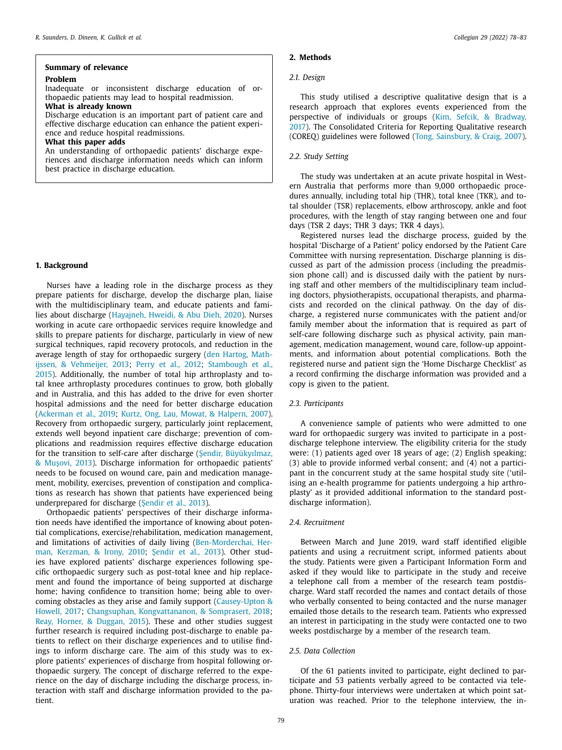**Summary of relevance**

**Problem**

Inadequate or inconsistent discharge education of orthopaedic patients may lead to hospital readmission.

**What is already known**

Discharge education is an important part of patient care and effective discharge education can enhance the patient experience and reduce hospital readmissions.

**What this paper adds**

An understanding of orthopaedic patients' discharge experiences and discharge information needs which can inform best practice in discharge education.

## 1. Background

Nurses have a leading role in the discharge process as they prepare patients for discharge, develop the discharge plan, liaise with the multidisciplinary team, and educate patients and families about discharge (Hayajneh, Hweidi, & Abu Dieh, 2020). Nurses working in acute care orthopaedic services require knowledge and skills to prepare patients for discharge, particularly in view of new surgical techniques, rapid recovery protocols, and reduction in the average length of stay for orthopaedic surgery (den Hartog, Mathijssen, & Vehmeijer, 2013; Perry et al., 2012; Stambough et al., 2015). Additionally, the number of total hip arthroplasty and total knee arthroplasty procedures continues to grow, both globally and in Australia, and this has added to the drive for even shorter hospital admissions and the need for better discharge education (Ackerman et al., 2019; Kurtz, Ong, Lau, Mowat, & Halpern, 2007). Recovery from orthopaedic surgery, particularly joint replacement, extends well beyond inpatient care discharge; prevention of complications and readmission requires effective discharge education for the transition to self-care after discharge (Şendir, Büyükyılmaz, & Muşovi, 2013). Discharge information for orthopaedic patients' needs to be focused on wound care, pain and medication management, mobility, exercises, prevention of constipation and complications as research has shown that patients have experienced being underprepared for discharge (Şendir et al., 2013).

Orthopaedic patients' perspectives of their discharge information needs have identified the importance of knowing about potential complications, exercise/rehabilitation, medication management, and limitations of activities of daily living (Ben-Morderchai, Herman, Kerzman, & Irony, 2010; Şendir et al., 2013). Other studies have explored patients' discharge experiences following specific orthopaedic surgery such as post-total knee and hip replacement and found the importance of being supported at discharge home; having confidence to transition home; being able to overcoming obstacles as they arise and family support (Causey-Upton & Howell, 2017; Changsuphan, Kongvattananon, & Somprasert, 2018; Reay, Horner, & Duggan, 2015). These and other studies suggest further research is required including post-discharge to enable patients to reflect on their discharge experiences and to utilise findings to inform discharge care. The aim of this study was to explore patients' experiences of discharge from hospital following orthopaedic surgery. The concept of discharge referred to the experience on the day of discharge including the discharge process, interaction with staff and discharge information provided to the patient.

## 2. Methods

### 2.1. Design

This study utilised a descriptive qualitative design that is a research approach that explores events experienced from the perspective of individuals or groups (Kim, Sefcik, & Bradway, 2017). The Consolidated Criteria for Reporting Qualitative research (COREQ) guidelines were followed (Tong, Sainsbury, & Craig, 2007).

### 2.2. Study Setting

The study was undertaken at an acute private hospital in Western Australia that performs more than 9,000 orthopaedic procedures annually, including total hip (THR), total knee (TKR), and total shoulder (TSR) replacements, elbow arthroscopy, ankle and foot procedures, with the length of stay ranging between one and four days (TSR 2 days; THR 3 days; TKR 4 days).

Registered nurses lead the discharge process, guided by the hospital 'Discharge of a Patient' policy endorsed by the Patient Care Committee with nursing representation. Discharge planning is discussed as part of the admission process (including the preadmission phone call) and is discussed daily with the patient by nursing staff and other members of the multidisciplinary team including doctors, physiotherapists, occupational therapists, and pharmacists and recorded on the clinical pathway. On the day of discharge, a registered nurse communicates with the patient and/or family member about the information that is required as part of self-care following discharge such as physical activity, pain management, medication management, wound care, follow-up appointments, and information about potential complications. Both the registered nurse and patient sign the 'Home Discharge Checklist' as a record confirming the discharge information was provided and a copy is given to the patient.

### 2.3. Participants

A convenience sample of patients who were admitted to one ward for orthopaedic surgery was invited to participate in a post-discharge telephone interview. The eligibility criteria for the study were: (1) patients aged over 18 years of age; (2) English speaking; (3) able to provide informed verbal consent; and (4) not a participant in the concurrent study at the same hospital study site ('utilising an e-health programme for patients undergoing a hip arthroplasty' as it provided additional information to the standard post-discharge information).

### 2.4. Recruitment

Between March and June 2019, ward staff identified eligible patients and using a recruitment script, informed patients about the study. Patients were given a Participant Information Form and asked if they would like to participate in the study and receive a telephone call from a member of the research team postdischarge. Ward staff recorded the names and contact details of those who verbally consented to being contacted and the nurse manager emailed those details to the research team. Patients who expressed an interest in participating in the study were contacted one to two weeks postdischarge by a member of the research team.

### 2.5. Data Collection

Of the 61 patients invited to participate, eight declined to participate and 53 patients verbally agreed to be contacted via telephone. Thirty-four interviews were undertaken at which point saturation was reached. Prior to the telephone interview, the in-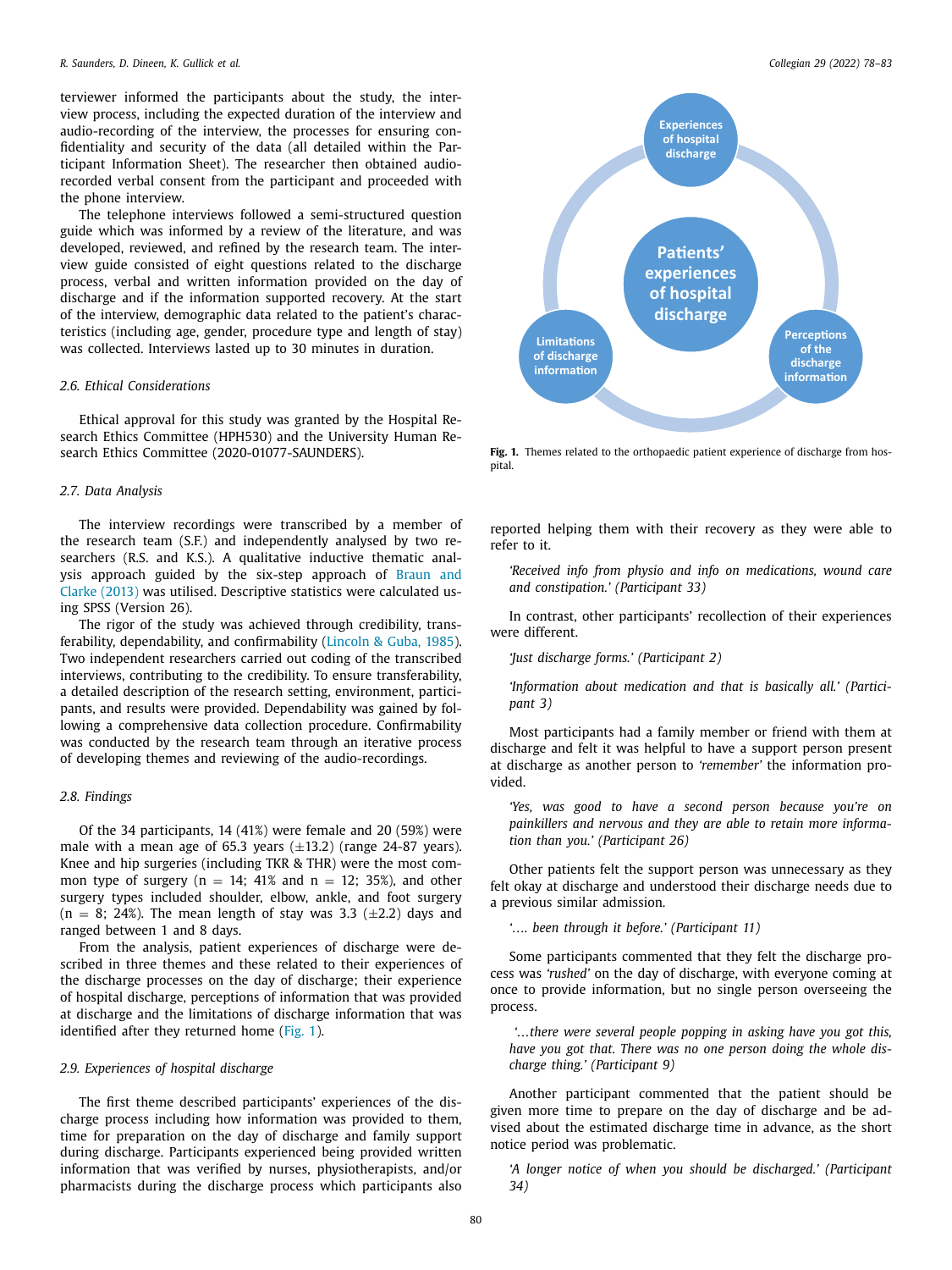terviewer informed the participants about the study, the interview process, including the expected duration of the interview and audio-recording of the interview, the processes for ensuring confidentiality and security of the data (all detailed within the Participant Information Sheet). The researcher then obtained audio-recorded verbal consent from the participant and proceeded with the phone interview.

The telephone interviews followed a semi-structured question guide which was informed by a review of the literature, and was developed, reviewed, and refined by the research team. The interview guide consisted of eight questions related to the discharge process, verbal and written information provided on the day of discharge and if the information supported recovery. At the start of the interview, demographic data related to the patient's characteristics (including age, gender, procedure type and length of stay) was collected. Interviews lasted up to 30 minutes in duration.

### 2.6. Ethical Considerations

Ethical approval for this study was granted by the Hospital Research Ethics Committee (HPH530) and the University Human Research Ethics Committee (2020-01077-SAUNDERS).

### 2.7. Data Analysis

The interview recordings were transcribed by a member of the research team (S.F.) and independently analysed by two researchers (R.S. and K.S.). A qualitative inductive thematic analysis approach guided by the six-step approach of Braun and Clarke (2013) was utilised. Descriptive statistics were calculated using SPSS (Version 26).

The rigor of the study was achieved through credibility, transferability, dependability, and confirmability (Lincoln & Guba, 1985). Two independent researchers carried out coding of the transcribed interviews, contributing to the credibility. To ensure transferability, a detailed description of the research setting, environment, participants, and results were provided. Dependability was gained by following a comprehensive data collection procedure. Confirmability was conducted by the research team through an iterative process of developing themes and reviewing of the audio-recordings.

### 2.8. Findings

Of the 34 participants, 14 (41%) were female and 20 (59%) were male with a mean age of 65.3 years (±13.2) (range 24-87 years). Knee and hip surgeries (including TKR & THR) were the most common type of surgery (n = 14; 41% and n = 12; 35%), and other surgery types included shoulder, elbow, ankle, and foot surgery (n = 8; 24%). The mean length of stay was 3.3 (±2.2) days and ranged between 1 and 8 days.

From the analysis, patient experiences of discharge were described in three themes and these related to their experiences of the discharge processes on the day of discharge; their experience of hospital discharge, perceptions of information that was provided at discharge and the limitations of discharge information that was identified after they returned home (Fig. 1).

**Fig. 1.** Themes related to the orthopaedic patient experience of discharge from hospital.

### 2.9. Experiences of hospital discharge

The first theme described participants' experiences of the discharge process including how information was provided to them, time for preparation on the day of discharge and family support during discharge. Participants experienced being provided written information that was verified by nurses, physiotherapists, and/or pharmacists during the discharge process which participants also reported helping them with their recovery as they were able to refer to it.

> *'Received info from physio and info on medications, wound care and constipation.' (Participant 33)*

In contrast, other participants' recollection of their experiences were different.

> *'Just discharge forms.' (Participant 2)*

> *'Information about medication and that is basically all.' (Participant 3)*

Most participants had a family member or friend with them at discharge and felt it was helpful to have a support person present at discharge as another person to *'remember'* the information provided.

> *'Yes, was good to have a second person because you're on painkillers and nervous and they are able to retain more information than you.' (Participant 26)*

Other patients felt the support person was unnecessary as they felt okay at discharge and understood their discharge needs due to a previous similar admission.

> *'…. been through it before.' (Participant 11)*

Some participants commented that they felt the discharge process was *'rushed'* on the day of discharge, with everyone coming at once to provide information, but no single person overseeing the process.

> *'…there were several people popping in asking have you got this, have you got that. There was no one person doing the whole discharge thing.' (Participant 9)*

Another participant commented that the patient should be given more time to prepare on the day of discharge and be advised about the estimated discharge time in advance, as the short notice period was problematic.

> *'A longer notice of when you should be discharged.' (Participant 34)*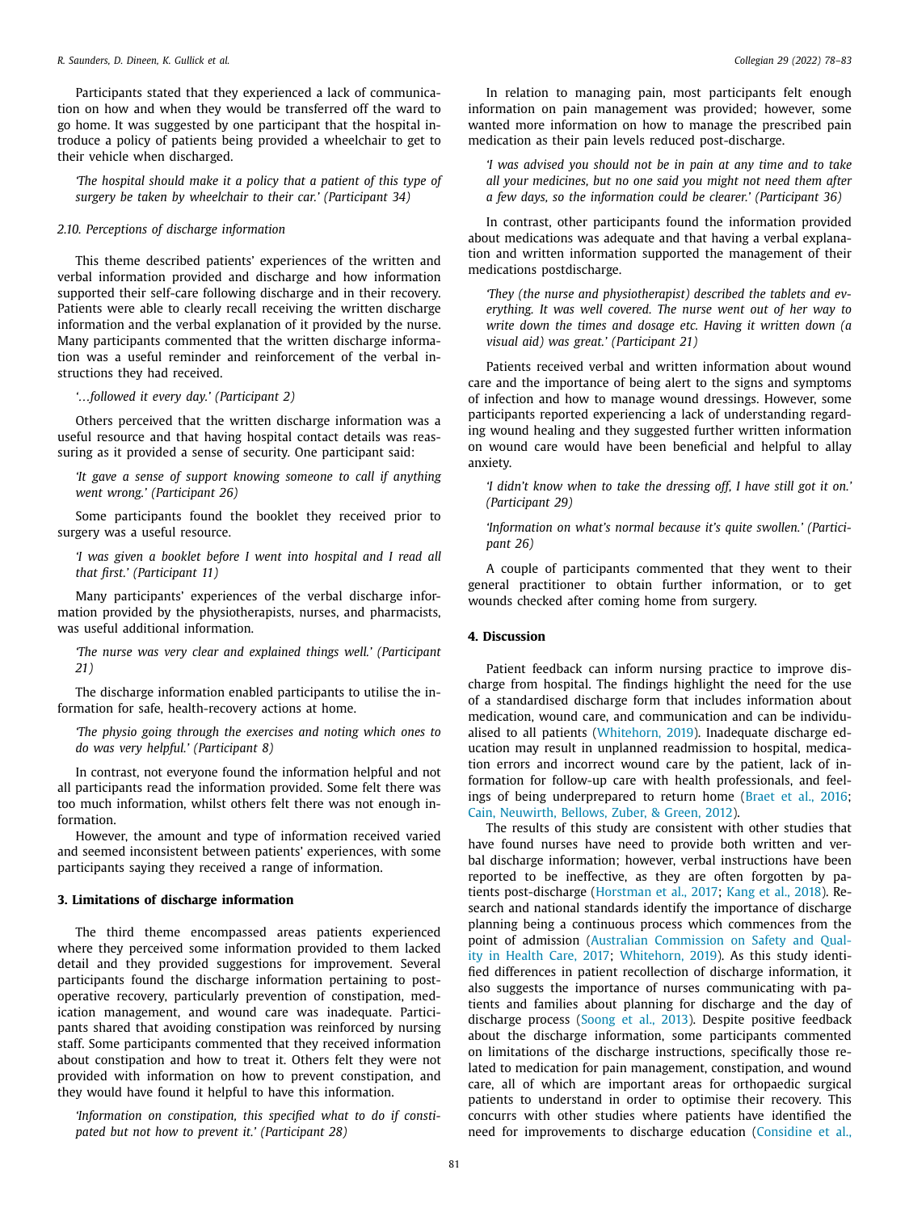Participants stated that they experienced a lack of communication on how and when they would be transferred off the ward to go home. It was suggested by one participant that the hospital introduce a policy of patients being provided a wheelchair to get to their vehicle when discharged.

> *'The hospital should make it a policy that a patient of this type of surgery be taken by wheelchair to their car.' (Participant 34)*

### 2.10. Perceptions of discharge information

This theme described patients' experiences of the written and verbal information provided and discharge and how information supported their self-care following discharge and in their recovery. Patients were able to clearly recall receiving the written discharge information and the verbal explanation of it provided by the nurse. Many participants commented that the written discharge information was a useful reminder and reinforcement of the verbal instructions they had received.

> *'…followed it every day.' (Participant 2)*

Others perceived that the written discharge information was a useful resource and that having hospital contact details was reassuring as it provided a sense of security. One participant said:

> *'It gave a sense of support knowing someone to call if anything went wrong.' (Participant 26)*

Some participants found the booklet they received prior to surgery was a useful resource.

> *'I was given a booklet before I went into hospital and I read all that first.' (Participant 11)*

Many participants' experiences of the verbal discharge information provided by the physiotherapists, nurses, and pharmacists, was useful additional information.

> *'The nurse was very clear and explained things well.' (Participant 21)*

The discharge information enabled participants to utilise the information for safe, health-recovery actions at home.

> *'The physio going through the exercises and noting which ones to do was very helpful.' (Participant 8)*

In contrast, not everyone found the information helpful and not all participants read the information provided. Some felt there was too much information, whilst others felt there was not enough information.

However, the amount and type of information received varied and seemed inconsistent between patients' experiences, with some participants saying they received a range of information.

## 3. Limitations of discharge information

The third theme encompassed areas patients experienced where they perceived some information provided to them lacked detail and they provided suggestions for improvement. Several participants found the discharge information pertaining to post-operative recovery, particularly prevention of constipation, medication management, and wound care was inadequate. Participants shared that avoiding constipation was reinforced by nursing staff. Some participants commented that they received information about constipation and how to treat it. Others felt they were not provided with information on how to prevent constipation, and they would have found it helpful to have this information.

> *'Information on constipation, this specified what to do if constipated but not how to prevent it.' (Participant 28)*

In relation to managing pain, most participants felt enough information on pain management was provided; however, some wanted more information on how to manage the prescribed pain medication as their pain levels reduced post-discharge.

> *'I was advised you should not be in pain at any time and to take all your medicines, but no one said you might not need them after a few days, so the information could be clearer.' (Participant 36)*

In contrast, other participants found the information provided about medications was adequate and that having a verbal explanation and written information supported the management of their medications postdischarge.

> *'They (the nurse and physiotherapist) described the tablets and everything. It was well covered. The nurse went out of her way to write down the times and dosage etc. Having it written down (a visual aid) was great.' (Participant 21)*

Patients received verbal and written information about wound care and the importance of being alert to the signs and symptoms of infection and how to manage wound dressings. However, some participants reported experiencing a lack of understanding regarding wound healing and they suggested further written information on wound care would have been beneficial and helpful to allay anxiety.

> *'I didn't know when to take the dressing off, I have still got it on.' (Participant 29)*

> *'Information on what's normal because it's quite swollen.' (Participant 26)*

A couple of participants commented that they went to their general practitioner to obtain further information, or to get wounds checked after coming home from surgery.

## 4. Discussion

Patient feedback can inform nursing practice to improve discharge from hospital. The findings highlight the need for the use of a standardised discharge form that includes information about medication, wound care, and communication and can be individualised to all patients (Whitehorn, 2019). Inadequate discharge education may result in unplanned readmission to hospital, medication errors and incorrect wound care by the patient, lack of information for follow-up care with health professionals, and feelings of being underprepared to return home (Braet et al., 2016; Cain, Neuwirth, Bellows, Zuber, & Green, 2012).

The results of this study are consistent with other studies that have found nurses have need to provide both written and verbal discharge information; however, verbal instructions have been reported to be ineffective, as they are often forgotten by patients post-discharge (Horstman et al., 2017; Kang et al., 2018). Research and national standards identify the importance of discharge planning being a continuous process which commences from the point of admission (Australian Commission on Safety and Quality in Health Care, 2017; Whitehorn, 2019). As this study identified differences in patient recollection of discharge information, it also suggests the importance of nurses communicating with patients and families about planning for discharge and the day of discharge process (Soong et al., 2013). Despite positive feedback about the discharge information, some participants commented on limitations of the discharge instructions, specifically those related to medication for pain management, constipation, and wound care, all of which are important areas for orthopaedic surgical patients to understand in order to optimise their recovery. This concurrs with other studies where patients have identified the need for improvements to discharge education (Considine et al.,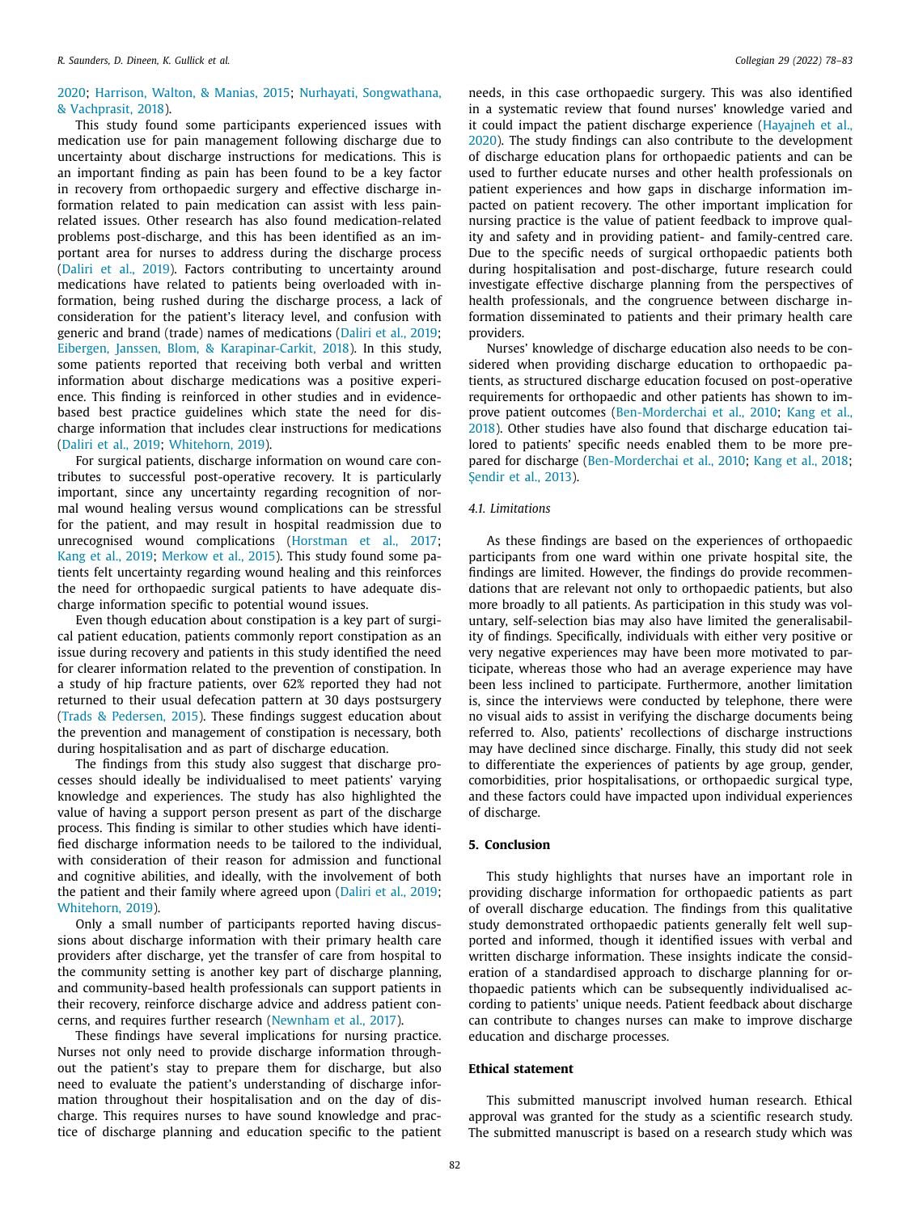2020; Harrison, Walton, & Manias, 2015; Nurhayati, Songwathana, & Vachprasit, 2018).

This study found some participants experienced issues with medication use for pain management following discharge due to uncertainty about discharge instructions for medications. This is an important finding as pain has been found to be a key factor in recovery from orthopaedic surgery and effective discharge information related to pain medication can assist with less pain-related issues. Other research has also found medication-related problems post-discharge, and this has been identified as an important area for nurses to address during the discharge process (Daliri et al., 2019). Factors contributing to uncertainty around medications have related to patients being overloaded with information, being rushed during the discharge process, a lack of consideration for the patient's literacy level, and confusion with generic and brand (trade) names of medications (Daliri et al., 2019; Eibergen, Janssen, Blom, & Karapinar-Carkit, 2018). In this study, some patients reported that receiving both verbal and written information about discharge medications was a positive experience. This finding is reinforced in other studies and in evidence-based best practice guidelines which state the need for discharge information that includes clear instructions for medications (Daliri et al., 2019; Whitehorn, 2019).

For surgical patients, discharge information on wound care contributes to successful post-operative recovery. It is particularly important, since any uncertainty regarding recognition of normal wound healing versus wound complications can be stressful for the patient, and may result in hospital readmission due to unrecognised wound complications (Horstman et al., 2017; Kang et al., 2019; Merkow et al., 2015). This study found some patients felt uncertainty regarding wound healing and this reinforces the need for orthopaedic surgical patients to have adequate discharge information specific to potential wound issues.

Even though education about constipation is a key part of surgical patient education, patients commonly report constipation as an issue during recovery and patients in this study identified the need for clearer information related to the prevention of constipation. In a study of hip fracture patients, over 62% reported they had not returned to their usual defecation pattern at 30 days postsurgery (Trads & Pedersen, 2015). These findings suggest education about the prevention and management of constipation is necessary, both during hospitalisation and as part of discharge education.

The findings from this study also suggest that discharge processes should ideally be individualised to meet patients' varying knowledge and experiences. The study has also highlighted the value of having a support person present as part of the discharge process. This finding is similar to other studies which have identified discharge information needs to be tailored to the individual, with consideration of their reason for admission and functional and cognitive abilities, and ideally, with the involvement of both the patient and their family where agreed upon (Daliri et al., 2019; Whitehorn, 2019).

Only a small number of participants reported having discussions about discharge information with their primary health care providers after discharge, yet the transfer of care from hospital to the community setting is another key part of discharge planning, and community-based health professionals can support patients in their recovery, reinforce discharge advice and address patient concerns, and requires further research (Newnham et al., 2017).

These findings have several implications for nursing practice. Nurses not only need to provide discharge information throughout the patient's stay to prepare them for discharge, but also need to evaluate the patient's understanding of discharge information throughout their hospitalisation and on the day of discharge. This requires nurses to have sound knowledge and practice of discharge planning and education specific to the patient needs, in this case orthopaedic surgery. This was also identified in a systematic review that found nurses' knowledge varied and it could impact the patient discharge experience (Hayajneh et al., 2020). The study findings can also contribute to the development of discharge education plans for orthopaedic patients and can be used to further educate nurses and other health professionals on patient experiences and how gaps in discharge information impacted on patient recovery. The other important implication for nursing practice is the value of patient feedback to improve quality and safety and in providing patient- and family-centred care. Due to the specific needs of surgical orthopaedic patients both during hospitalisation and post-discharge, future research could investigate effective discharge planning from the perspectives of health professionals, and the congruence between discharge information disseminated to patients and their primary health care providers.

Nurses' knowledge of discharge education also needs to be considered when providing discharge education to orthopaedic patients, as structured discharge education focused on post-operative requirements for orthopaedic and other patients has shown to improve patient outcomes (Ben-Morderchai et al., 2010; Kang et al., 2018). Other studies have also found that discharge education tailored to patients' specific needs enabled them to be more prepared for discharge (Ben-Morderchai et al., 2010; Kang et al., 2018; Şendir et al., 2013).

### 4.1. Limitations

As these findings are based on the experiences of orthopaedic participants from one ward within one private hospital site, the findings are limited. However, the findings do provide recommendations that are relevant not only to orthopaedic patients, but also more broadly to all patients. As participation in this study was voluntary, self-selection bias may also have limited the generalisability of findings. Specifically, individuals with either very positive or very negative experiences may have been more motivated to participate, whereas those who had an average experience may have been less inclined to participate. Furthermore, another limitation is, since the interviews were conducted by telephone, there were no visual aids to assist in verifying the discharge documents being referred to. Also, patients' recollections of discharge instructions may have declined since discharge. Finally, this study did not seek to differentiate the experiences of patients by age group, gender, comorbidities, prior hospitalisations, or orthopaedic surgical type, and these factors could have impacted upon individual experiences of discharge.

## 5. Conclusion

This study highlights that nurses have an important role in providing discharge information for orthopaedic patients as part of overall discharge education. The findings from this qualitative study demonstrated orthopaedic patients generally felt well supported and informed, though it identified issues with verbal and written discharge information. These insights indicate the consideration of a standardised approach to discharge planning for orthopaedic patients which can be subsequently individualised according to patients' unique needs. Patient feedback about discharge can contribute to changes nurses can make to improve discharge education and discharge processes.

## Ethical statement

This submitted manuscript involved human research. Ethical approval was granted for the study as a scientific research study. The submitted manuscript is based on a research study which was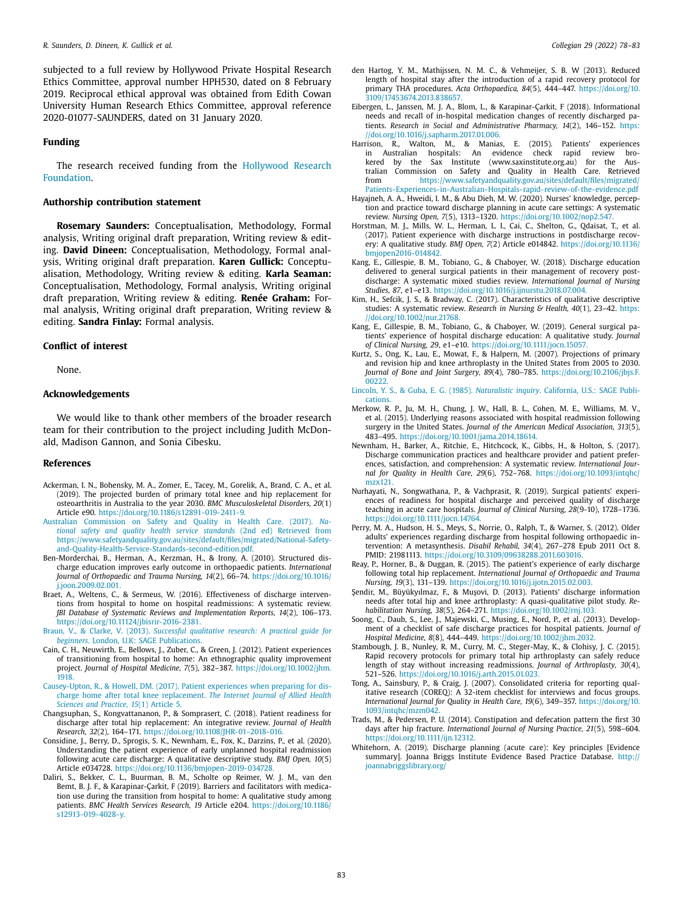subjected to a full review by Hollywood Private Hospital Research Ethics Committee, approval number HPH530, dated on 8 February 2019. Reciprocal ethical approval was obtained from Edith Cowan University Human Research Ethics Committee, approval reference 2020-01077-SAUNDERS, dated on 31 January 2020.

## Funding

The research received funding from the Hollywood Research Foundation.

## Authorship contribution statement

**Rosemary Saunders:** Conceptualisation, Methodology, Formal analysis, Writing original draft preparation, Writing review & editing. **David Dineen:** Conceptualisation, Methodology, Formal analysis, Writing original draft preparation. **Karen Gullick:** Conceptualisation, Methodology, Writing review & editing. **Karla Seaman:** Conceptualisation, Methodology, Formal analysis, Writing original draft preparation, Writing review & editing. **Renée Graham:** Formal analysis, Writing original draft preparation, Writing review & editing. **Sandra Finlay:** Formal analysis.

## Conflict of interest

None.

## Acknowledgements

We would like to thank other members of the broader research team for their contribution to the project including Judith McDonald, Madison Gannon, and Sonia Cibesku.

## References

Ackerman, I. N., Bohensky, M. A., Zomer, E., Tacey, M., Gorelik, A., Brand, C. A., et al. (2019). The projected burden of primary total knee and hip replacement for osteoarthritis in Australia to the year 2030. *BMC Musculoskeletal Disorders*, *20*(1) Article e90. https://doi.org/10.1186/s12891-019-2411-9.

Australian Commission on Safety and Quality in Health Care. (2017). *National safety and quality health service standards* (2nd ed) Retrieved from https://www.safetyandquality.gov.au/sites/default/files/migrated/National-Safety-and-Quality-Health-Service-Standards-second-edition.pdf.

Ben-Morderchai, B., Herman, A., Kerzman, H., & Irony, A. (2010). Structured discharge education improves early outcome in orthopaedic patients. *International Journal of Orthopaedic and Trauma Nursing*, *14*(2), 66–74. https://doi.org/10.1016/j.joon.2009.02.001.

Braet, A., Weltens, C., & Sermeus, W. (2016). Effectiveness of discharge interventions from hospital to home on hospital readmissions: A systematic review. *JBI Database of Systematic Reviews and Implementation Reports*, *14*(2), 106–173. https://doi.org/10.11124/jbisrir-2016-2381.

Braun, V., & Clarke, V. (2013). *Successful qualitative research: A practical guide for beginners*. London, U.K: SAGE Publications.

Cain, C. H., Neuwirth, E., Bellows, J., Zuber, C., & Green, J. (2012). Patient experiences of transitioning from hospital to home: An ethnographic quality improvement project. *Journal of Hospital Medicine*, *7*(5), 382–387. https://doi.org/10.1002/jhm.1918.

Causey-Upton, R., & Howell, DM. (2017). Patient experiences when preparing for discharge home after total knee replacement. *The Internet Journal of Allied Health Sciences and Practice*, *15*(1) Article 5.

Changsuphan, S., Kongvattananon, P., & Somprasert, C. (2018). Patient readiness for discharge after total hip replacement: An integrative review. *Journal of Health Research*, *32*(2), 164–171. https://doi.org/10.1108/JHR-01-2018-016.

Considine, J., Berry, D., Sprogis, S. K., Newnham, E., Fox, K., Darzins, P., et al. (2020). Understanding the patient experience of early unplanned hospital readmission following acute care discharge: A qualitative descriptive study. *BMJ Open*, *10*(5) Article e034728. https://doi.org/10.1136/bmjopen-2019-034728.

Daliri, S., Bekker, C. L., Buurman, B. M., Scholte op Reimer, W. J. M., van den Bemt, B. J. F., & Karapinar-Çarkit, F (2019). Barriers and facilitators with medication use during the transition from hospital to home: A qualitative study among patients. *BMC Health Services Research*, *19* Article e204. https://doi.org/10.1186/s12913-019-4028-y.

den Hartog, Y. M., Mathijssen, N. M. C., & Vehmeijer, S. B. W (2013). Reduced length of hospital stay after the introduction of a rapid recovery protocol for primary THA procedures. *Acta Orthopaedica*, *84*(5), 444–447. https://doi.org/10.3109/17453674.2013.838657.

Eibergen, L., Janssen, M. J. A., Blom, L., & Karapinar-Çarkit, F (2018). Informational needs and recall of in-hospital medication changes of recently discharged patients. *Research in Social and Administrative Pharmacy*, *14*(2), 146–152. https://doi.org/10.1016/j.sapharm.2017.01.006.

Harrison, R., Walton, M., & Manias, E. (2015). Patients' experiences in Australian hospitals: An evidence check rapid review brokered by the Sax Institute (www.saxinstitute.org.au) for the Australian Commission on Safety and Quality in Health Care. Retrieved from https://www.safetyandquality.gov.au/sites/default/files/migrated/Patients-Experiences-in-Australian-Hospitals-rapid-review-of-the-evidence.pdf

Hayajneh, A. A., Hweidi, I. M., & Abu Dieh, M. W. (2020). Nurses' knowledge, perception and practice toward discharge planning in acute care settings: A systematic review. *Nursing Open*, *7*(5), 1313–1320. https://doi.org/10.1002/nop2.547.

Horstman, M. J., Mills, W. L., Herman, L. I., Cai, C., Shelton, G., Qdaisat, T., et al. (2017). Patient experience with discharge instructions in postdischarge recovery: A qualitative study. *BMJ Open*, *7*(2) Article e014842. https://doi.org/10.1136/bmjopen2016-014842.

Kang, E., Gillespie, B. M., Tobiano, G., & Chaboyer, W. (2018). Discharge education delivered to general surgical patients in their management of recovery post-discharge: A systematic mixed studies review. *International Journal of Nursing Studies*, *87*, e1–e13. https://doi.org/10.1016/j.ijnurstu.2018.07.004.

Kim, H., Sefcik, J. S., & Bradway, C. (2017). Characteristics of qualitative descriptive studies: A systematic review. *Research in Nursing & Health*, *40*(1), 23–42. https://doi.org/10.1002/nur.21768.

Kang, E., Gillespie, B. M., Tobiano, G., & Chaboyer, W. (2019). General surgical patients' experience of hospital discharge education: A qualitative study. *Journal of Clinical Nursing*, *29*, e1–e10. https://doi.org/10.1111/jocn.15057.

Kurtz, S., Ong, K., Lau, E., Mowat, F., & Halpern, M. (2007). Projections of primary and revision hip and knee arthroplasty in the United States from 2005 to 2030. *Journal of Bone and Joint Surgery*, *89*(4), 780–785. https://doi.org/10.2106/jbjs.F.00222.

Lincoln, Y. S., & Guba, E. G. (1985). *Naturalistic inquiry*. California, U.S.: SAGE Publications.

Merkow, R. P., Ju, M. H., Chung, J. W., Hall, B. L., Cohen, M. E., Williams, M. V., et al. (2015). Underlying reasons associated with hospital readmission following surgery in the United States. *Journal of the American Medical Association*, *313*(5), 483–495. https://doi.org/10.1001/jama.2014.18614.

Newnham, H., Barker, A., Ritchie, E., Hitchcock, K., Gibbs, H., & Holton, S. (2017). Discharge communication practices and healthcare provider and patient preferences, satisfaction, and comprehension: A systematic review. *International Journal for Quality in Health Care*, *29*(6), 752–768. https://doi.org/10.1093/intqhc/mzx121.

Nurhayati, N., Songwathana, P., & Vachprasit, R. (2019). Surgical patients' experiences of readiness for hospital discharge and perceived quality of discharge teaching in acute care hospitals. *Journal of Clinical Nursing*, *28*(9-10), 1728–1736. https://doi.org/10.1111/jocn.14764.

Perry, M. A., Hudson, H. S., Meys, S., Norrie, O., Ralph, T., & Warner, S. (2012). Older adults' experiences regarding discharge from hospital following orthopaedic intervention: A metasynthesis. *Disabil Rehabil*, *34*(4), 267–278 Epub 2011 Oct 8. PMID: 21981113. https://doi.org/10.3109/09638288.2011.603016.

Reay, P., Horner, B., & Duggan, R. (2015). The patient's experience of early discharge following total hip replacement. *International Journal of Orthopaedic and Trauma Nursing*, *19*(3), 131–139. https://doi.org/10.1016/j.ijotn.2015.02.003.

Şendir, M., Büyükyılmaz, F., & Muşovi, D. (2013). Patients' discharge information needs after total hip and knee arthroplasty: A quasi-qualitative pilot study. *Rehabilitation Nursing*, *38*(5), 264–271. https://doi.org/10.1002/rnj.103.

Soong, C., Daub, S., Lee, J., Majewski, C., Musing, E., Nord, P., et al. (2013). Development of a checklist of safe discharge practices for hospital patients. *Journal of Hospital Medicine*, *8*(8), 444–449. https://doi.org/10.1002/jhm.2032.

Stambough, J. B., Nunley, R. M., Curry, M. C., Steger-May, K., & Clohisy, J. C. (2015). Rapid recovery protocols for primary total hip arthroplasty can safely reduce length of stay without increasing readmissions. *Journal of Arthroplasty*, *30*(4), 521–526. https://doi.org/10.1016/j.arth.2015.01.023.

Tong, A., Sainsbury, P., & Craig, J. (2007). Consolidated criteria for reporting qualitative research (COREQ): A 32-item checklist for interviews and focus groups. *International Journal for Quality in Health Care*, *19*(6), 349–357. https://doi.org/10.1093/intqhc/mzm042.

Trads, M., & Pedersen, P. U. (2014). Constipation and defecation pattern the first 30 days after hip fracture. *International Journal of Nursing Practice*, *21*(5), 598–604. https://doi.org/10.1111/ijn.12312.

Whitehorn, A. (2019). Discharge planning (acute care): Key principles [Evidence summary]. Joanna Briggs Institute Evidence Based Practice Database. http://joannabriggslibrary.org/